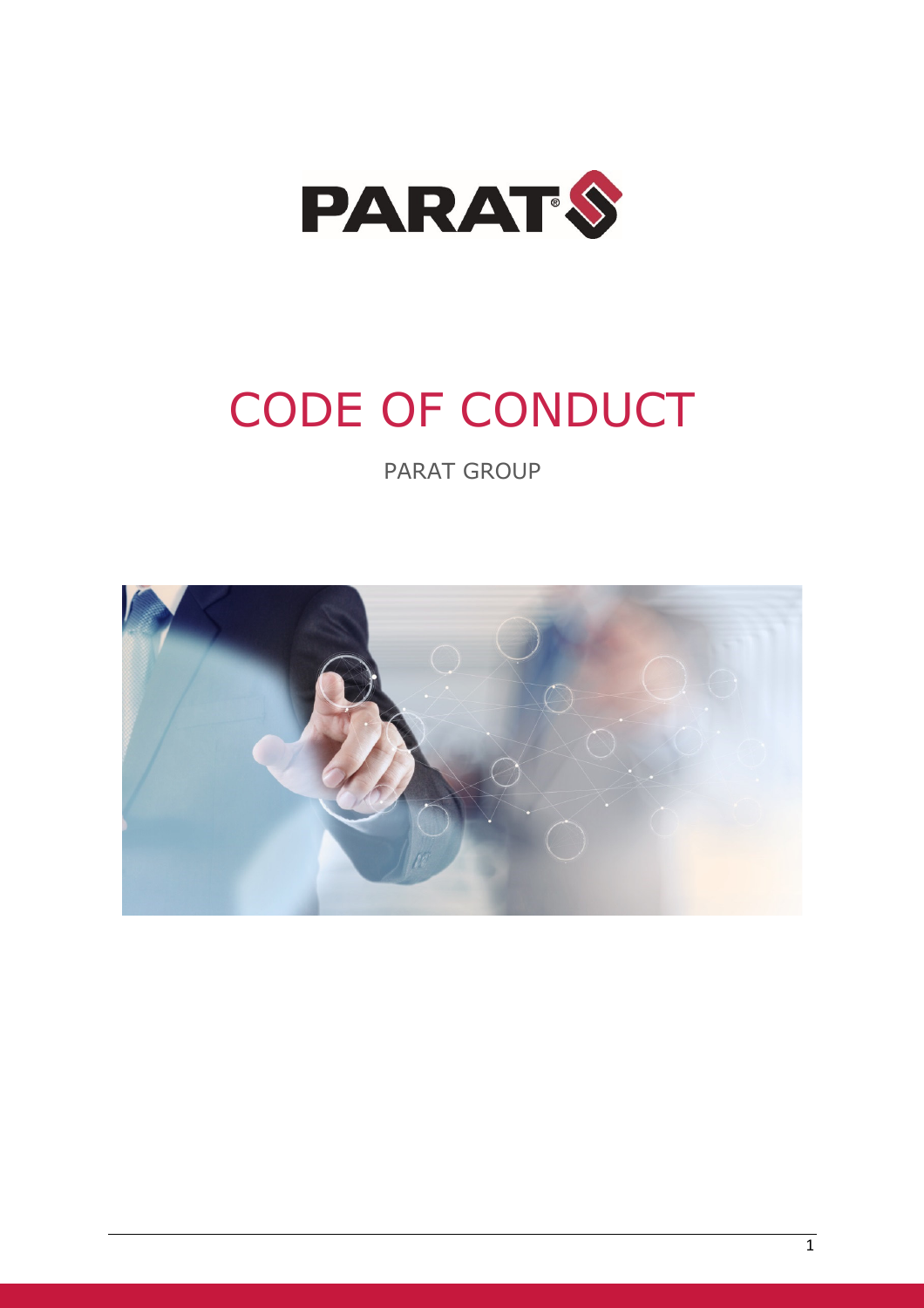# CODE OF CONDUCT

PARAT GROUP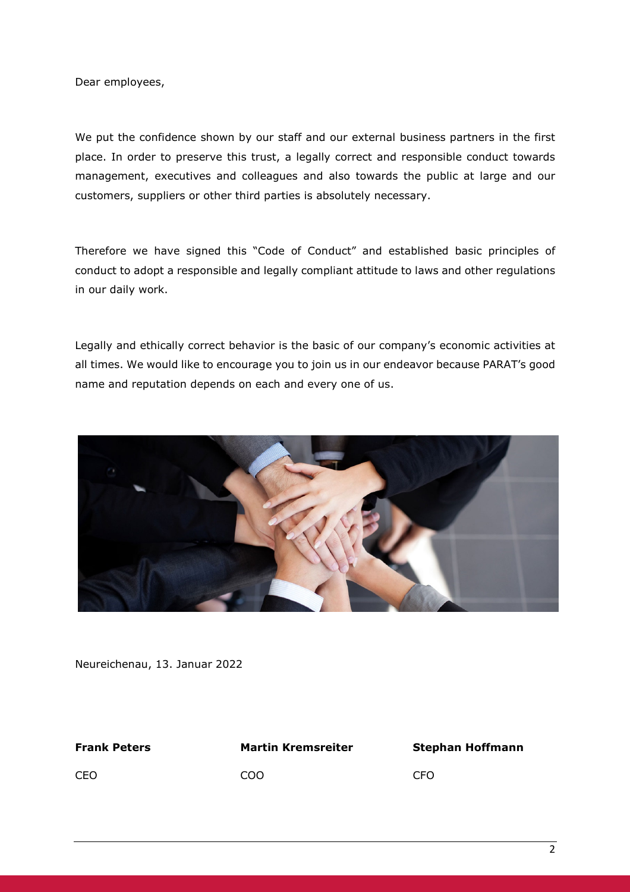Dear employees,

We put the confidence shown by our staff and our external business partners in the first place. In order to preserve this trust, a legally correct and responsible conduct towards management, executives and colleagues and also towards the public at large and our customers, suppliers or other third parties is absolutely necessary.

Therefore we have signed this "Code of Conduct" and established basic principles of conduct to adopt a responsible and legally compliant attitude to laws and other regulations in our daily work.

Legally and ethically correct behavior is the basic of our company's economic activities at all times. We would like to encourage you to join us in our endeavor because PARAT's good name and reputation depends on each and every one of us.

Neureichenau, 13. Januar 2022

| **Frank Peters** | **Martin Kremsreiter** | **Stephan Hoffmann** |
|---|---|---|
| CEO | COO | CFO |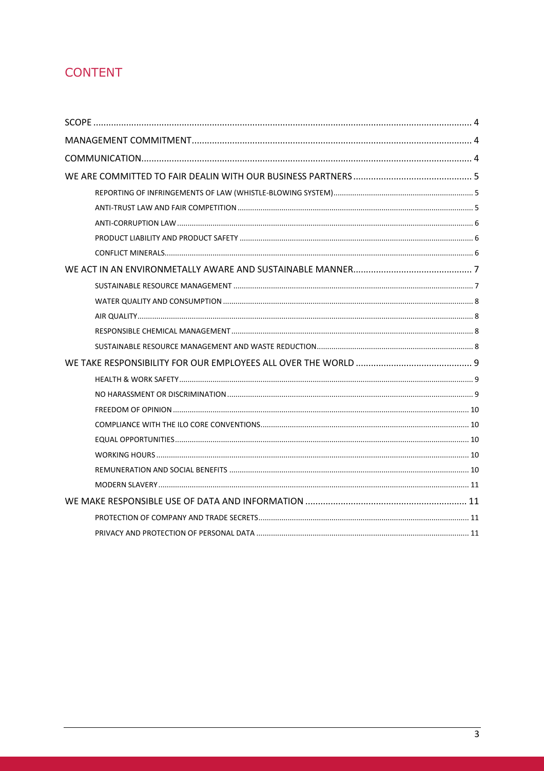# CONTENT

SCOPE ... 4

MANAGEMENT COMMITMENT ... 4

COMMUNICATION ... 4

WE ARE COMMITTED TO FAIR DEALIN WITH OUR BUSINESS PARTNERS ... 5

- REPORTING OF INFRINGEMENTS OF LAW (WHISTLE-BLOWING SYSTEM) ... 5
- ANTI-TRUST LAW AND FAIR COMPETITION ... 5
- ANTI-CORRUPTION LAW ... 6
- PRODUCT LIABILITY AND PRODUCT SAFETY ... 6
- CONFLICT MINERALS ... 6

WE ACT IN AN ENVIRONMETALLY AWARE AND SUSTAINABLE MANNER ... 7

- SUSTAINABLE RESOURCE MANAGEMENT ... 7
- WATER QUALITY AND CONSUMPTION ... 8
- AIR QUALITY ... 8
- RESPONSIBLE CHEMICAL MANAGEMENT ... 8
- SUSTAINABLE RESOURCE MANAGEMENT AND WASTE REDUCTION ... 8

WE TAKE RESPONSIBILITY FOR OUR EMPLOYEES ALL OVER THE WORLD ... 9

- HEALTH & WORK SAFETY ... 9
- NO HARASSMENT OR DISCRIMINATION ... 9
- FREEDOM OF OPINION ... 10
- COMPLIANCE WITH THE ILO CORE CONVENTIONS ... 10
- EQUAL OPPORTUNITIES ... 10
- WORKING HOURS ... 10
- REMUNERATION AND SOCIAL BENEFITS ... 10
- MODERN SLAVERY ... 11

WE MAKE RESPONSIBLE USE OF DATA AND INFORMATION ... 11

- PROTECTION OF COMPANY AND TRADE SECRETS ... 11
- PRIVACY AND PROTECTION OF PERSONAL DATA ... 11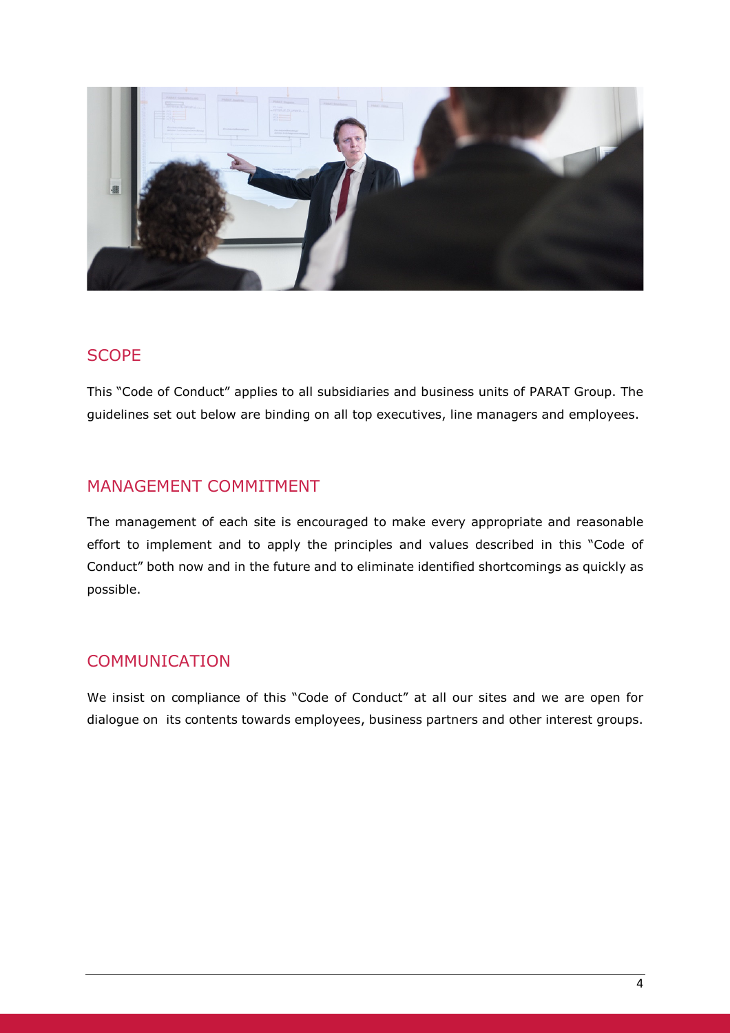## SCOPE

This “Code of Conduct” applies to all subsidiaries and business units of PARAT Group. The guidelines set out below are binding on all top executives, line managers and employees.

## MANAGEMENT COMMITMENT

The management of each site is encouraged to make every appropriate and reasonable effort to implement and to apply the principles and values described in this “Code of Conduct” both now and in the future and to eliminate identified shortcomings as quickly as possible.

## COMMUNICATION

We insist on compliance of this “Code of Conduct” at all our sites and we are open for dialogue on its contents towards employees, business partners and other interest groups.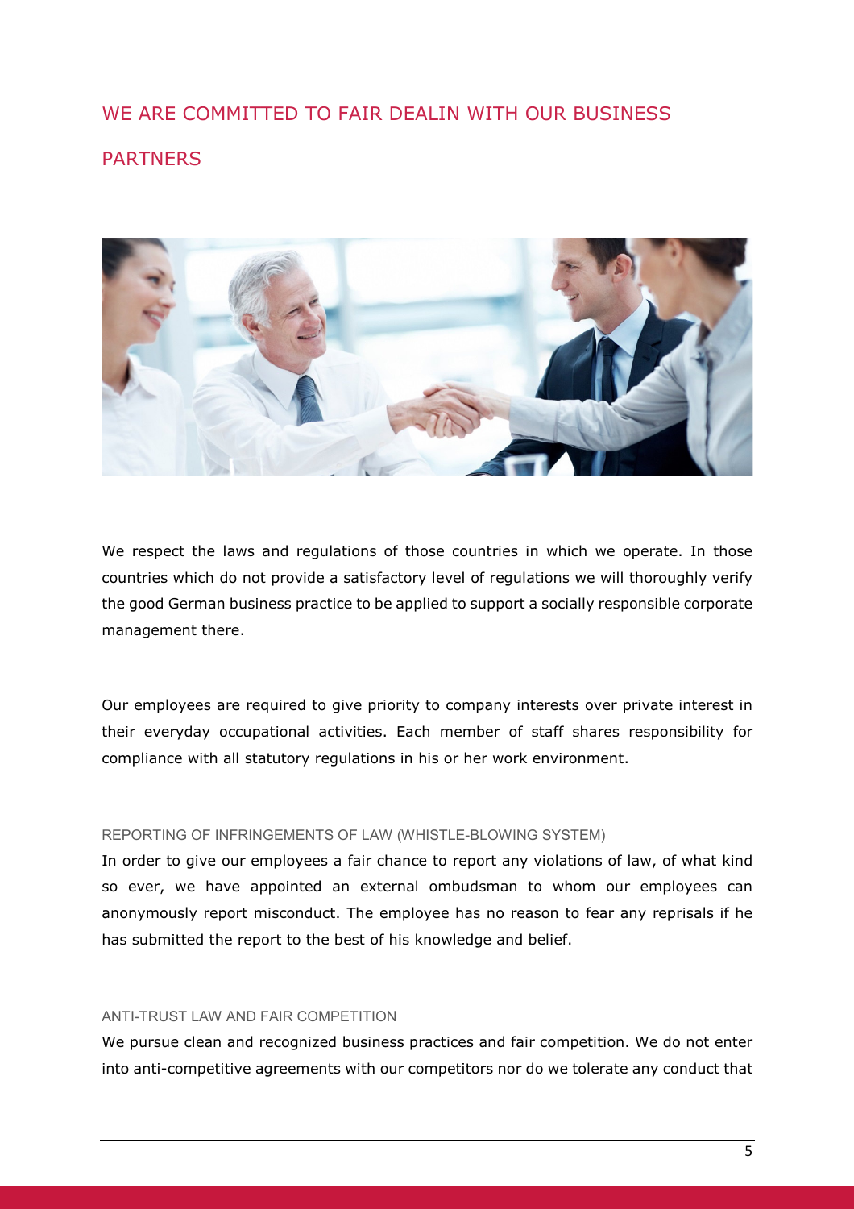## WE ARE COMMITTED TO FAIR DEALIN WITH OUR BUSINESS PARTNERS

We respect the laws and regulations of those countries in which we operate. In those countries which do not provide a satisfactory level of regulations we will thoroughly verify the good German business practice to be applied to support a socially responsible corporate management there.

Our employees are required to give priority to company interests over private interest in their everyday occupational activities. Each member of staff shares responsibility for compliance with all statutory regulations in his or her work environment.

### REPORTING OF INFRINGEMENTS OF LAW (WHISTLE-BLOWING SYSTEM)

In order to give our employees a fair chance to report any violations of law, of what kind so ever, we have appointed an external ombudsman to whom our employees can anonymously report misconduct. The employee has no reason to fear any reprisals if he has submitted the report to the best of his knowledge and belief.

### ANTI-TRUST LAW AND FAIR COMPETITION

We pursue clean and recognized business practices and fair competition. We do not enter into anti-competitive agreements with our competitors nor do we tolerate any conduct that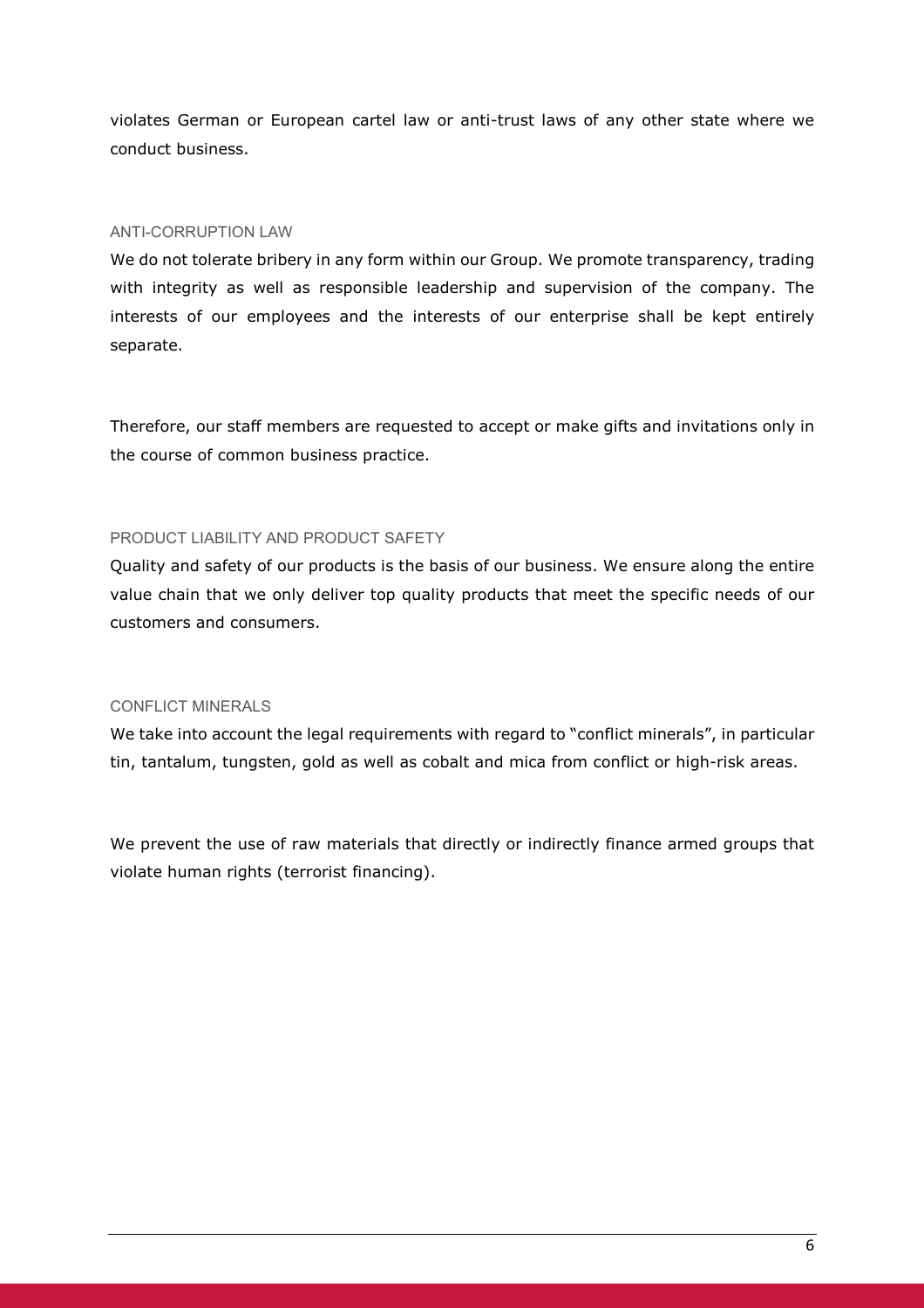violates German or European cartel law or anti-trust laws of any other state where we conduct business.

### ANTI-CORRUPTION LAW

We do not tolerate bribery in any form within our Group. We promote transparency, trading with integrity as well as responsible leadership and supervision of the company. The interests of our employees and the interests of our enterprise shall be kept entirely separate.

Therefore, our staff members are requested to accept or make gifts and invitations only in the course of common business practice.

### PRODUCT LIABILITY AND PRODUCT SAFETY

Quality and safety of our products is the basis of our business. We ensure along the entire value chain that we only deliver top quality products that meet the specific needs of our customers and consumers.

### CONFLICT MINERALS

We take into account the legal requirements with regard to "conflict minerals", in particular tin, tantalum, tungsten, gold as well as cobalt and mica from conflict or high-risk areas.

We prevent the use of raw materials that directly or indirectly finance armed groups that violate human rights (terrorist financing).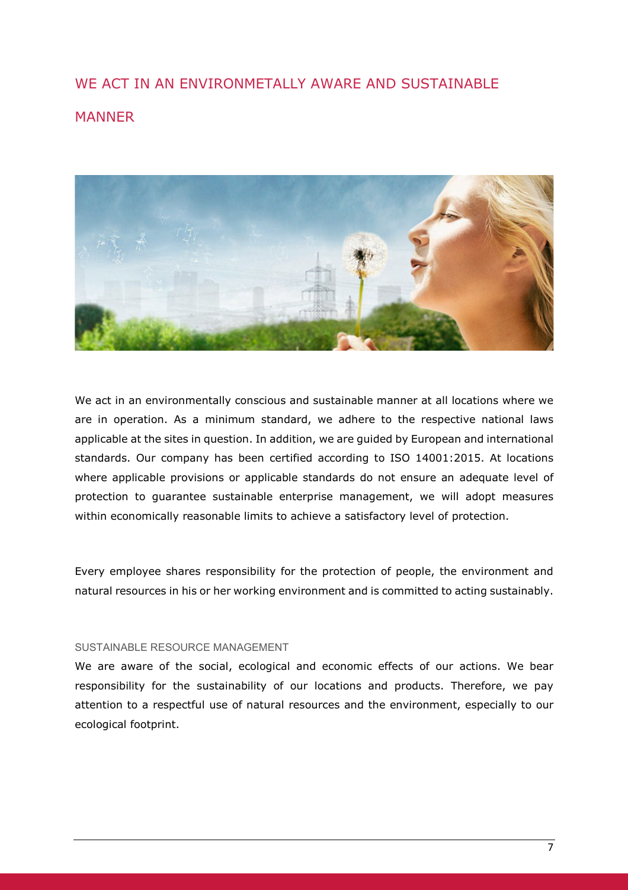## WE ACT IN AN ENVIRONMETALLY AWARE AND SUSTAINABLE MANNER

We act in an environmentally conscious and sustainable manner at all locations where we are in operation. As a minimum standard, we adhere to the respective national laws applicable at the sites in question. In addition, we are guided by European and international standards. Our company has been certified according to ISO 14001:2015. At locations where applicable provisions or applicable standards do not ensure an adequate level of protection to guarantee sustainable enterprise management, we will adopt measures within economically reasonable limits to achieve a satisfactory level of protection.

Every employee shares responsibility for the protection of people, the environment and natural resources in his or her working environment and is committed to acting sustainably.

### SUSTAINABLE RESOURCE MANAGEMENT

We are aware of the social, ecological and economic effects of our actions. We bear responsibility for the sustainability of our locations and products. Therefore, we pay attention to a respectful use of natural resources and the environment, especially to our ecological footprint.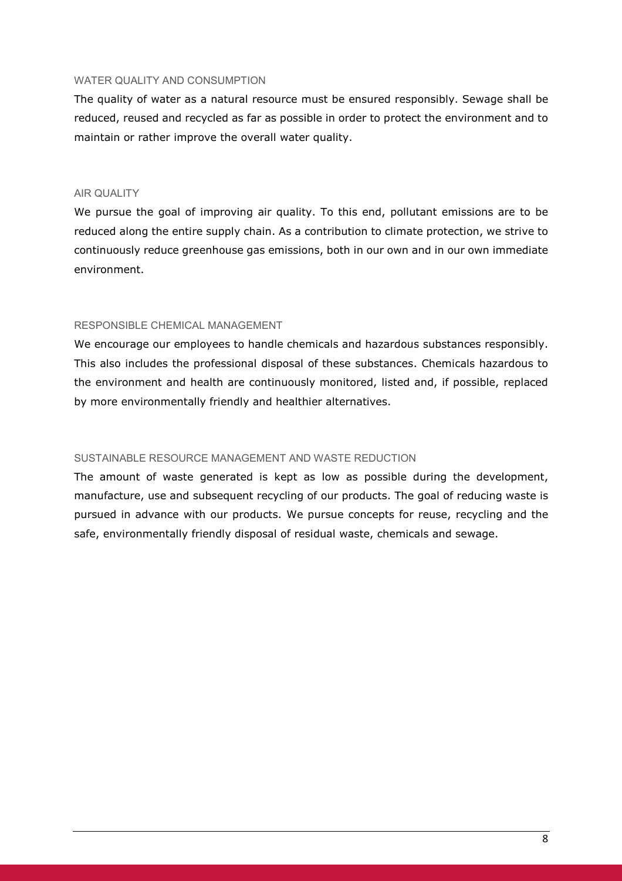### WATER QUALITY AND CONSUMPTION

The quality of water as a natural resource must be ensured responsibly. Sewage shall be reduced, reused and recycled as far as possible in order to protect the environment and to maintain or rather improve the overall water quality.

### AIR QUALITY

We pursue the goal of improving air quality. To this end, pollutant emissions are to be reduced along the entire supply chain. As a contribution to climate protection, we strive to continuously reduce greenhouse gas emissions, both in our own and in our own immediate environment.

### RESPONSIBLE CHEMICAL MANAGEMENT

We encourage our employees to handle chemicals and hazardous substances responsibly. This also includes the professional disposal of these substances. Chemicals hazardous to the environment and health are continuously monitored, listed and, if possible, replaced by more environmentally friendly and healthier alternatives.

### SUSTAINABLE RESOURCE MANAGEMENT AND WASTE REDUCTION

The amount of waste generated is kept as low as possible during the development, manufacture, use and subsequent recycling of our products. The goal of reducing waste is pursued in advance with our products. We pursue concepts for reuse, recycling and the safe, environmentally friendly disposal of residual waste, chemicals and sewage.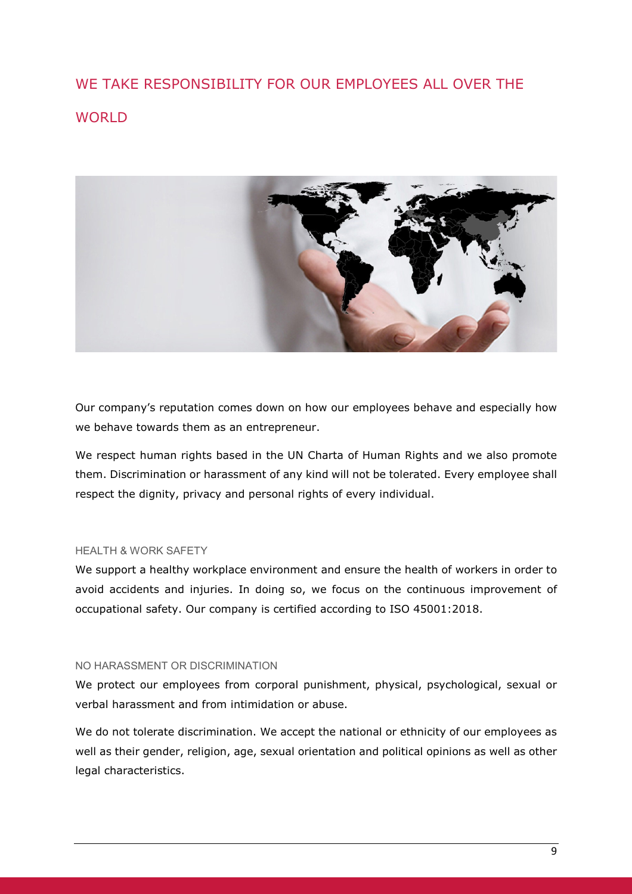# WE TAKE RESPONSIBILITY FOR OUR EMPLOYEES ALL OVER THE WORLD

Our company's reputation comes down on how our employees behave and especially how we behave towards them as an entrepreneur.

We respect human rights based in the UN Charta of Human Rights and we also promote them. Discrimination or harassment of any kind will not be tolerated. Every employee shall respect the dignity, privacy and personal rights of every individual.

## HEALTH & WORK SAFETY

We support a healthy workplace environment and ensure the health of workers in order to avoid accidents and injuries. In doing so, we focus on the continuous improvement of occupational safety. Our company is certified according to ISO 45001:2018.

## NO HARASSMENT OR DISCRIMINATION

We protect our employees from corporal punishment, physical, psychological, sexual or verbal harassment and from intimidation or abuse.

We do not tolerate discrimination. We accept the national or ethnicity of our employees as well as their gender, religion, age, sexual orientation and political opinions as well as other legal characteristics.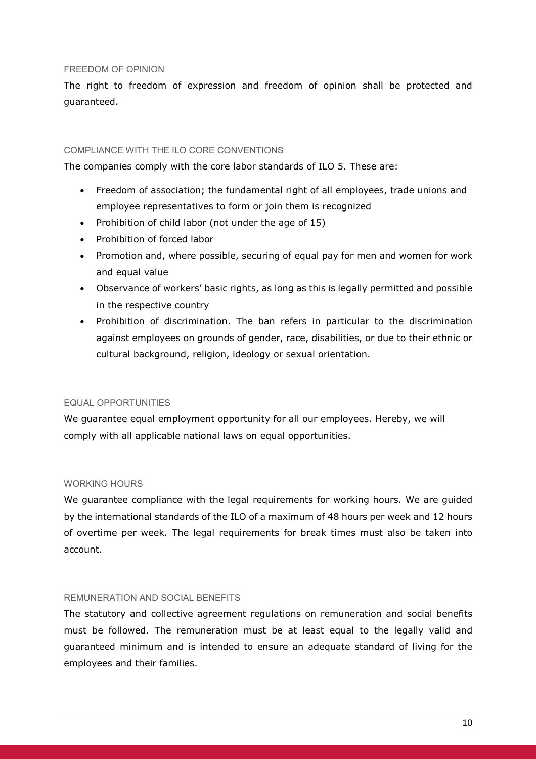## FREEDOM OF OPINION

The right to freedom of expression and freedom of opinion shall be protected and guaranteed.

## COMPLIANCE WITH THE ILO CORE CONVENTIONS

The companies comply with the core labor standards of ILO 5. These are:

- Freedom of association; the fundamental right of all employees, trade unions and employee representatives to form or join them is recognized
- Prohibition of child labor (not under the age of 15)
- Prohibition of forced labor
- Promotion and, where possible, securing of equal pay for men and women for work and equal value
- Observance of workers' basic rights, as long as this is legally permitted and possible in the respective country
- Prohibition of discrimination. The ban refers in particular to the discrimination against employees on grounds of gender, race, disabilities, or due to their ethnic or cultural background, religion, ideology or sexual orientation.

## EQUAL OPPORTUNITIES

We guarantee equal employment opportunity for all our employees. Hereby, we will comply with all applicable national laws on equal opportunities.

## WORKING HOURS

We guarantee compliance with the legal requirements for working hours. We are guided by the international standards of the ILO of a maximum of 48 hours per week and 12 hours of overtime per week. The legal requirements for break times must also be taken into account.

## REMUNERATION AND SOCIAL BENEFITS

The statutory and collective agreement regulations on remuneration and social benefits must be followed. The remuneration must be at least equal to the legally valid and guaranteed minimum and is intended to ensure an adequate standard of living for the employees and their families.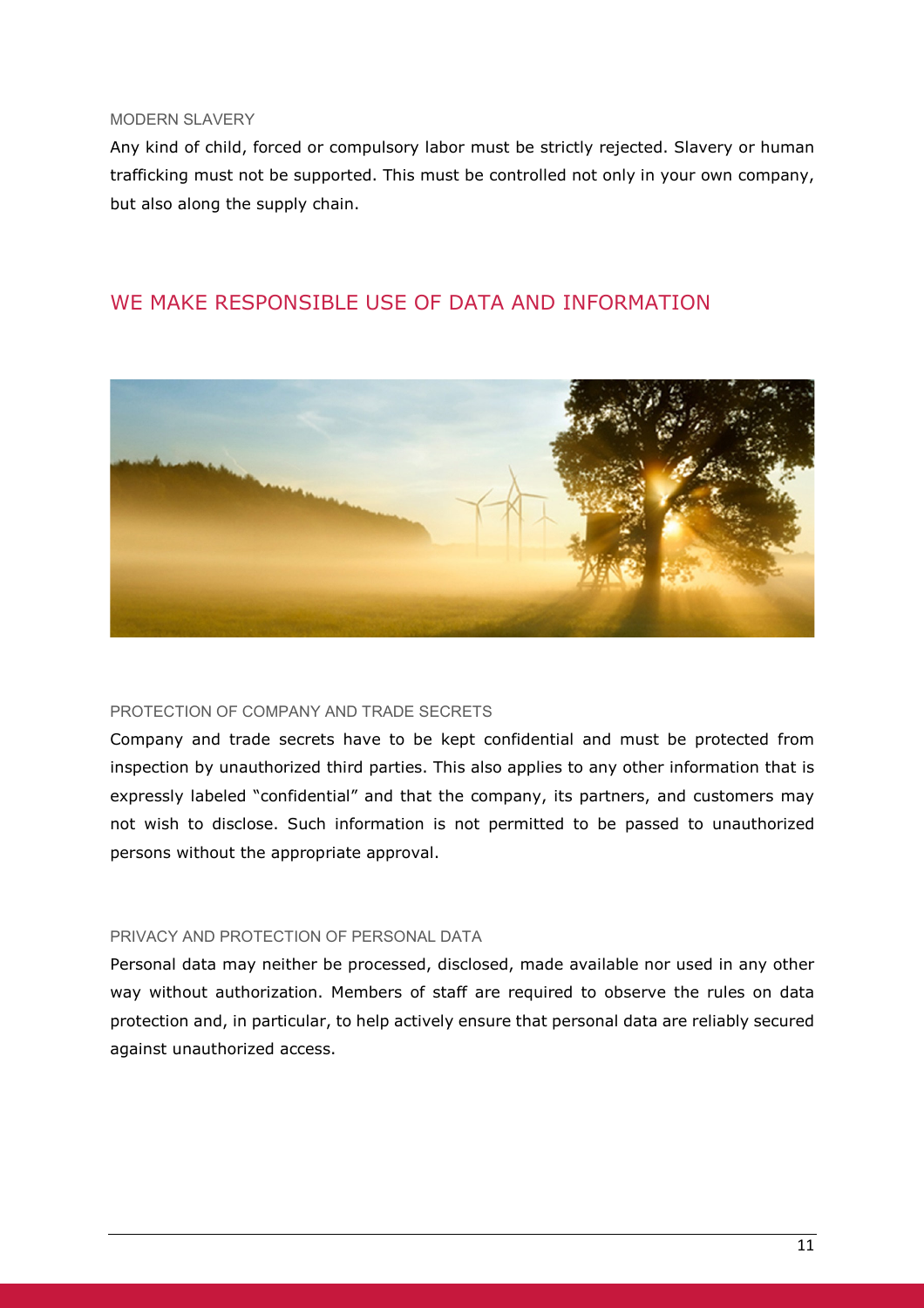### MODERN SLAVERY

Any kind of child, forced or compulsory labor must be strictly rejected. Slavery or human trafficking must not be supported. This must be controlled not only in your own company, but also along the supply chain.

## WE MAKE RESPONSIBLE USE OF DATA AND INFORMATION

### PROTECTION OF COMPANY AND TRADE SECRETS

Company and trade secrets have to be kept confidential and must be protected from inspection by unauthorized third parties. This also applies to any other information that is expressly labeled "confidential" and that the company, its partners, and customers may not wish to disclose. Such information is not permitted to be passed to unauthorized persons without the appropriate approval.

### PRIVACY AND PROTECTION OF PERSONAL DATA

Personal data may neither be processed, disclosed, made available nor used in any other way without authorization. Members of staff are required to observe the rules on data protection and, in particular, to help actively ensure that personal data are reliably secured against unauthorized access.